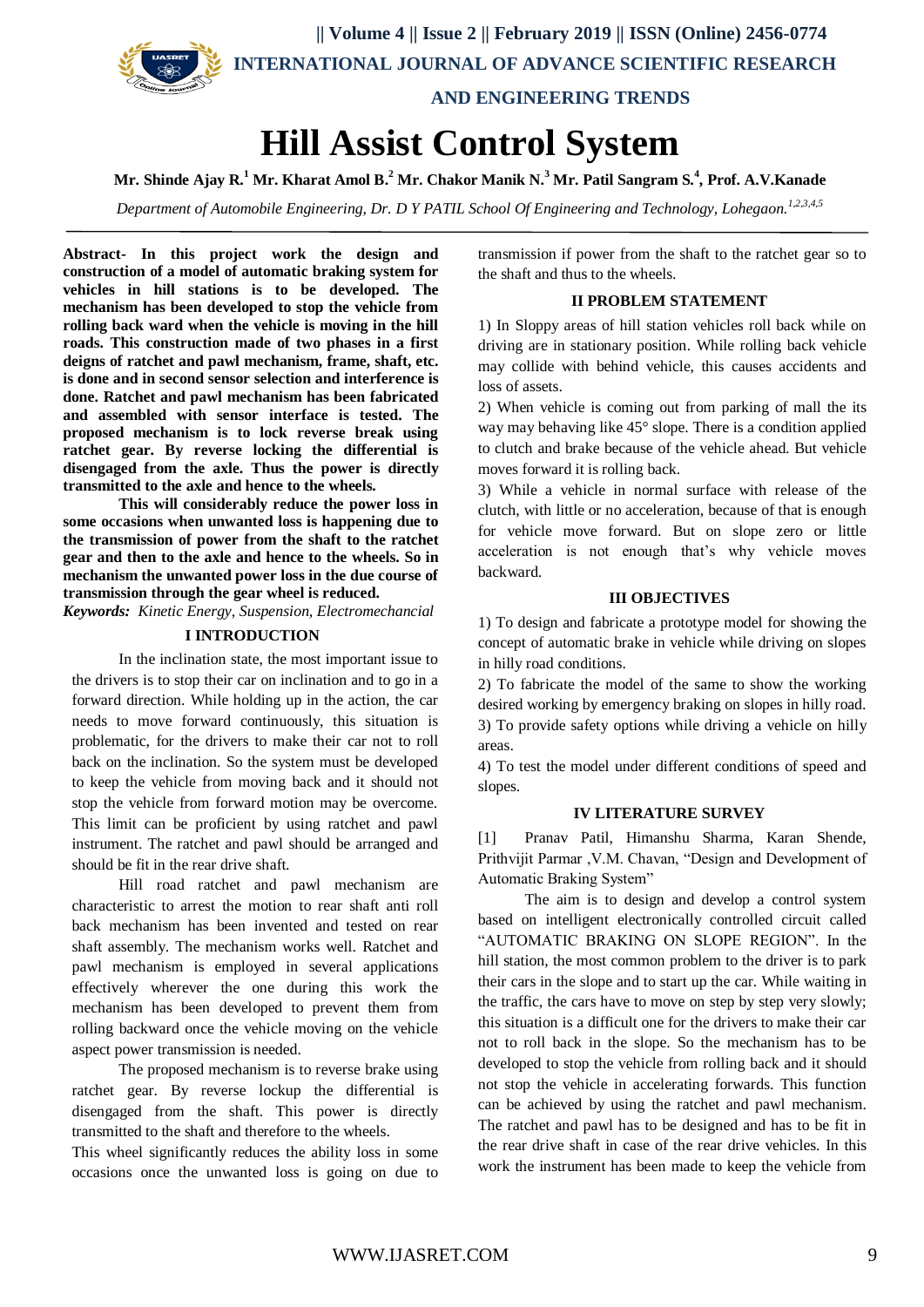# Hill Assist Control System

**Mr. Shinde Ajay R.[1] Mr. Kharat Amol B.[2] Mr. Chakor Manik N.[3] Mr. Patil Sangram S.[4], Prof. A.V.Kanade**

*Department of Automobile Engineering, Dr. D Y PATIL School Of Engineering and Technology, Lohegaon.[1,2,3,4,5]*

**Abstract- In this project work the design and construction of a model of automatic braking system for vehicles in hill stations is to be developed. The mechanism has been developed to stop the vehicle from rolling back ward when the vehicle is moving in the hill roads. This construction made of two phases in a first deigns of ratchet and pawl mechanism, frame, shaft, etc. is done and in second sensor selection and interference is done. Ratchet and pawl mechanism has been fabricated and assembled with sensor interface is tested. The proposed mechanism is to lock reverse break using ratchet gear. By reverse locking the differential is disengaged from the axle. Thus the power is directly transmitted to the axle and hence to the wheels.**

**This will considerably reduce the power loss in some occasions when unwanted loss is happening due to the transmission of power from the shaft to the ratchet gear and then to the axle and hence to the wheels. So in mechanism the unwanted power loss in the due course of transmission through the gear wheel is reduced.**

***Keywords:*** *Kinetic Energy, Suspension, Electromechancial*

## I INTRODUCTION

In the inclination state, the most important issue to the drivers is to stop their car on inclination and to go in a forward direction. While holding up in the action, the car needs to move forward continuously, this situation is problematic, for the drivers to make their car not to roll back on the inclination. So the system must be developed to keep the vehicle from moving back and it should not stop the vehicle from forward motion may be overcome. This limit can be proficient by using ratchet and pawl instrument. The ratchet and pawl should be arranged and should be fit in the rear drive shaft.

Hill road ratchet and pawl mechanism are characteristic to arrest the motion to rear shaft anti roll back mechanism has been invented and tested on rear shaft assembly. The mechanism works well. Ratchet and pawl mechanism is employed in several applications effectively wherever the one during this work the mechanism has been developed to prevent them from rolling backward once the vehicle moving on the vehicle aspect power transmission is needed.

The proposed mechanism is to reverse brake using ratchet gear. By reverse lockup the differential is disengaged from the shaft. This power is directly transmitted to the shaft and therefore to the wheels.

This wheel significantly reduces the ability loss in some occasions once the unwanted loss is going on due to transmission if power from the shaft to the ratchet gear so to the shaft and thus to the wheels.

## II PROBLEM STATEMENT

1) In Sloppy areas of hill station vehicles roll back while on driving are in stationary position. While rolling back vehicle may collide with behind vehicle, this causes accidents and loss of assets.

2) When vehicle is coming out from parking of mall the its way may behaving like 45° slope. There is a condition applied to clutch and brake because of the vehicle ahead. But vehicle moves forward it is rolling back.

3) While a vehicle in normal surface with release of the clutch, with little or no acceleration, because of that is enough for vehicle move forward. But on slope zero or little acceleration is not enough that's why vehicle moves backward.

## III OBJECTIVES

1) To design and fabricate a prototype model for showing the concept of automatic brake in vehicle while driving on slopes in hilly road conditions.

2) To fabricate the model of the same to show the working desired working by emergency braking on slopes in hilly road.

3) To provide safety options while driving a vehicle on hilly areas.

4) To test the model under different conditions of speed and slopes.

## IV LITERATURE SURVEY

[1] Pranav Patil, Himanshu Sharma, Karan Shende, Prithvijit Parmar ,V.M. Chavan, "Design and Development of Automatic Braking System"

The aim is to design and develop a control system based on intelligent electronically controlled circuit called "AUTOMATIC BRAKING ON SLOPE REGION". In the hill station, the most common problem to the driver is to park their cars in the slope and to start up the car. While waiting in the traffic, the cars have to move on step by step very slowly; this situation is a difficult one for the drivers to make their car not to roll back in the slope. So the mechanism has to be developed to stop the vehicle from rolling back and it should not stop the vehicle in accelerating forwards. This function can be achieved by using the ratchet and pawl mechanism. The ratchet and pawl has to be designed and has to be fit in the rear drive shaft in case of the rear drive vehicles. In this work the instrument has been made to keep the vehicle from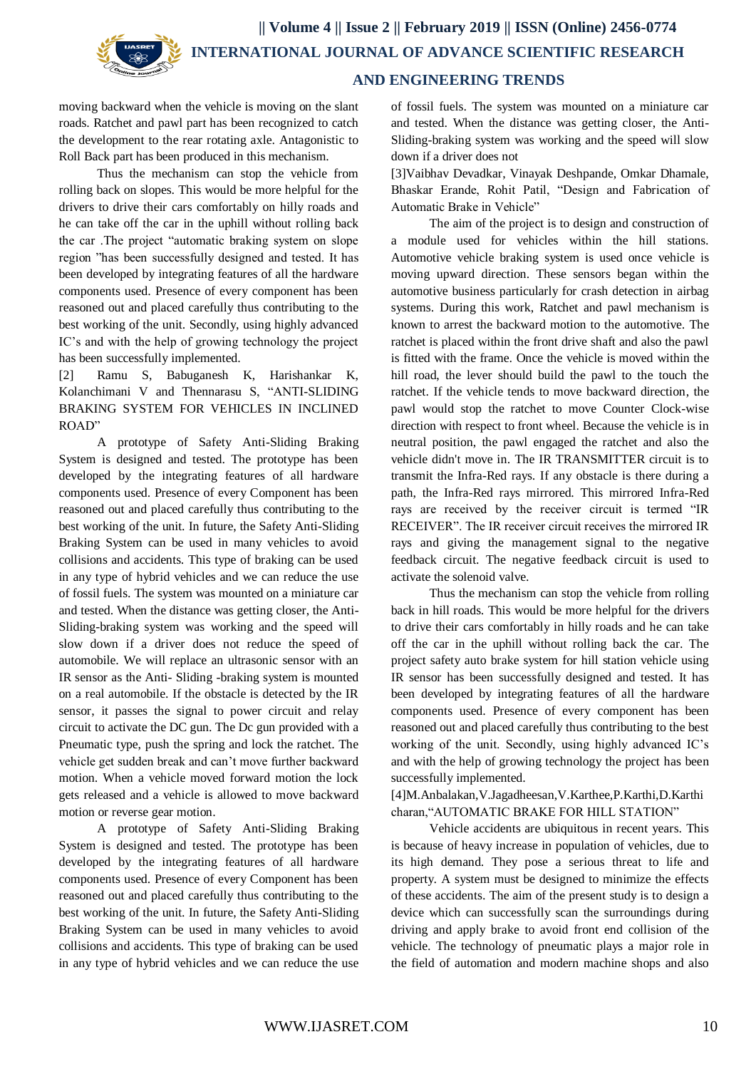moving backward when the vehicle is moving on the slant roads. Ratchet and pawl part has been recognized to catch the development to the rear rotating axle. Antagonistic to Roll Back part has been produced in this mechanism.

Thus the mechanism can stop the vehicle from rolling back on slopes. This would be more helpful for the drivers to drive their cars comfortably on hilly roads and he can take off the car in the uphill without rolling back the car .The project "automatic braking system on slope region "has been successfully designed and tested. It has been developed by integrating features of all the hardware components used. Presence of every component has been reasoned out and placed carefully thus contributing to the best working of the unit. Secondly, using highly advanced IC's and with the help of growing technology the project has been successfully implemented.

[2] Ramu S, Babuganesh K, Harishankar K, Kolanchimani V and Thennarasu S, "ANTI-SLIDING BRAKING SYSTEM FOR VEHICLES IN INCLINED ROAD"

A prototype of Safety Anti-Sliding Braking System is designed and tested. The prototype has been developed by the integrating features of all hardware components used. Presence of every Component has been reasoned out and placed carefully thus contributing to the best working of the unit. In future, the Safety Anti-Sliding Braking System can be used in many vehicles to avoid collisions and accidents. This type of braking can be used in any type of hybrid vehicles and we can reduce the use of fossil fuels. The system was mounted on a miniature car and tested. When the distance was getting closer, the Anti-Sliding-braking system was working and the speed will slow down if a driver does not reduce the speed of automobile. We will replace an ultrasonic sensor with an IR sensor as the Anti- Sliding -braking system is mounted on a real automobile. If the obstacle is detected by the IR sensor, it passes the signal to power circuit and relay circuit to activate the DC gun. The Dc gun provided with a Pneumatic type, push the spring and lock the ratchet. The vehicle get sudden break and can't move further backward motion. When a vehicle moved forward motion the lock gets released and a vehicle is allowed to move backward motion or reverse gear motion.

A prototype of Safety Anti-Sliding Braking System is designed and tested. The prototype has been developed by the integrating features of all hardware components used. Presence of every Component has been reasoned out and placed carefully thus contributing to the best working of the unit. In future, the Safety Anti-Sliding Braking System can be used in many vehicles to avoid collisions and accidents. This type of braking can be used in any type of hybrid vehicles and we can reduce the use of fossil fuels. The system was mounted on a miniature car and tested. When the distance was getting closer, the Anti-Sliding-braking system was working and the speed will slow down if a driver does not

[3]Vaibhav Devadkar, Vinayak Deshpande, Omkar Dhamale, Bhaskar Erande, Rohit Patil, "Design and Fabrication of Automatic Brake in Vehicle"

The aim of the project is to design and construction of a module used for vehicles within the hill stations. Automotive vehicle braking system is used once vehicle is moving upward direction. These sensors began within the automotive business particularly for crash detection in airbag systems. During this work, Ratchet and pawl mechanism is known to arrest the backward motion to the automotive. The ratchet is placed within the front drive shaft and also the pawl is fitted with the frame. Once the vehicle is moved within the hill road, the lever should build the pawl to the touch the ratchet. If the vehicle tends to move backward direction, the pawl would stop the ratchet to move Counter Clock-wise direction with respect to front wheel. Because the vehicle is in neutral position, the pawl engaged the ratchet and also the vehicle didn't move in. The IR TRANSMITTER circuit is to transmit the Infra-Red rays. If any obstacle is there during a path, the Infra-Red rays mirrored. This mirrored Infra-Red rays are received by the receiver circuit is termed "IR RECEIVER". The IR receiver circuit receives the mirrored IR rays and giving the management signal to the negative feedback circuit. The negative feedback circuit is used to activate the solenoid valve.

Thus the mechanism can stop the vehicle from rolling back in hill roads. This would be more helpful for the drivers to drive their cars comfortably in hilly roads and he can take off the car in the uphill without rolling back the car. The project safety auto brake system for hill station vehicle using IR sensor has been successfully designed and tested. It has been developed by integrating features of all the hardware components used. Presence of every component has been reasoned out and placed carefully thus contributing to the best working of the unit. Secondly, using highly advanced IC's and with the help of growing technology the project has been successfully implemented.

[4]M.Anbalakan,V.Jagadheesan,V.Karthee,P.Karthi,D.Karthi charan,"AUTOMATIC BRAKE FOR HILL STATION"

Vehicle accidents are ubiquitous in recent years. This is because of heavy increase in population of vehicles, due to its high demand. They pose a serious threat to life and property. A system must be designed to minimize the effects of these accidents. The aim of the present study is to design a device which can successfully scan the surroundings during driving and apply brake to avoid front end collision of the vehicle. The technology of pneumatic plays a major role in the field of automation and modern machine shops and also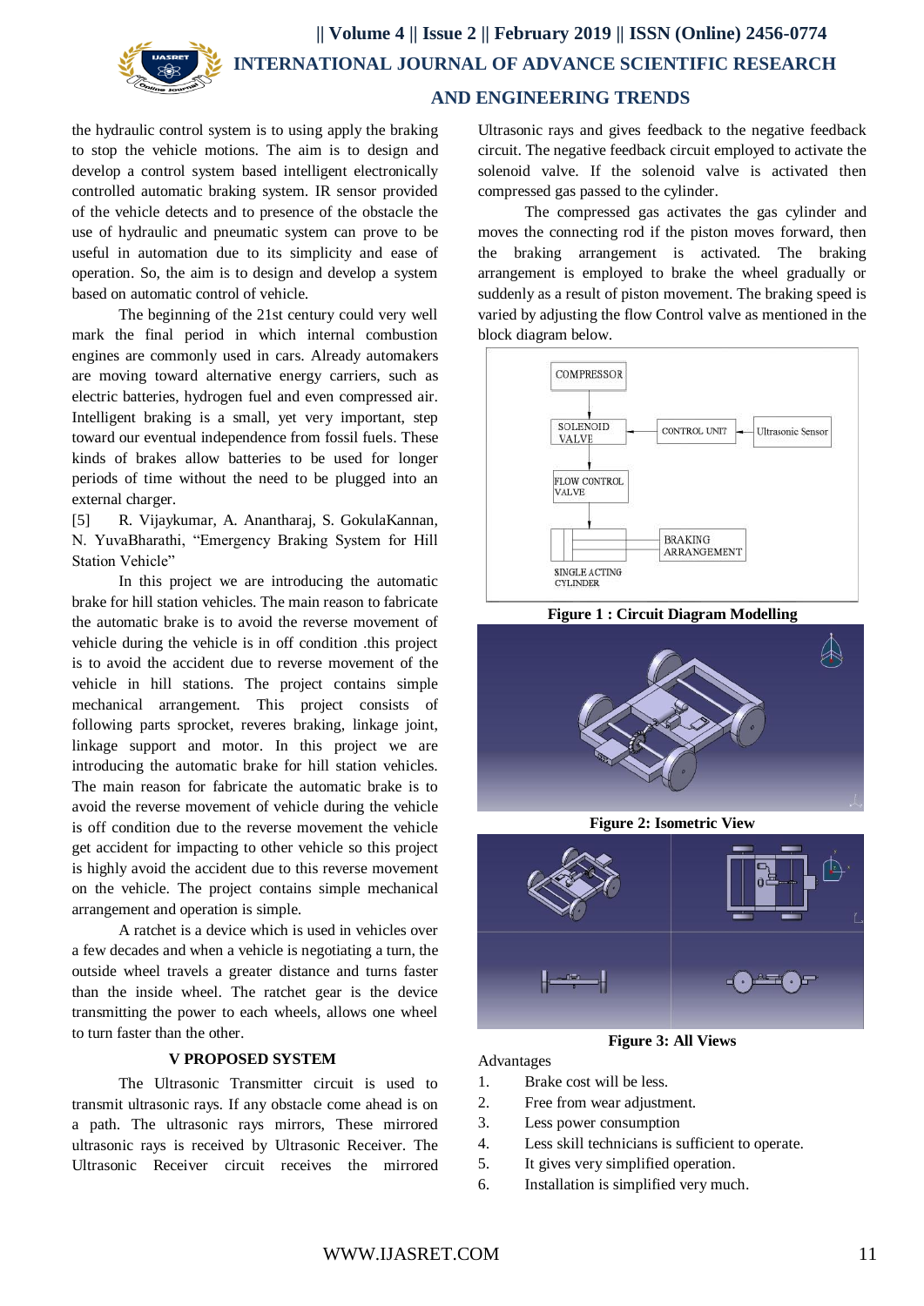the hydraulic control system is to using apply the braking to stop the vehicle motions. The aim is to design and develop a control system based intelligent electronically controlled automatic braking system. IR sensor provided of the vehicle detects and to presence of the obstacle the use of hydraulic and pneumatic system can prove to be useful in automation due to its simplicity and ease of operation. So, the aim is to design and develop a system based on automatic control of vehicle.

The beginning of the 21st century could very well mark the final period in which internal combustion engines are commonly used in cars. Already automakers are moving toward alternative energy carriers, such as electric batteries, hydrogen fuel and even compressed air. Intelligent braking is a small, yet very important, step toward our eventual independence from fossil fuels. These kinds of brakes allow batteries to be used for longer periods of time without the need to be plugged into an external charger.

[5] R. Vijaykumar, A. Anantharaj, S. GokulaKannan, N. YuvaBharathi, “Emergency Braking System for Hill Station Vehicle”

In this project we are introducing the automatic brake for hill station vehicles. The main reason to fabricate the automatic brake is to avoid the reverse movement of vehicle during the vehicle is in off condition .this project is to avoid the accident due to reverse movement of the vehicle in hill stations. The project contains simple mechanical arrangement. This project consists of following parts sprocket, reveres braking, linkage joint, linkage support and motor. In this project we are introducing the automatic brake for hill station vehicles. The main reason for fabricate the automatic brake is to avoid the reverse movement of vehicle during the vehicle is off condition due to the reverse movement the vehicle get accident for impacting to other vehicle so this project is highly avoid the accident due to this reverse movement on the vehicle. The project contains simple mechanical arrangement and operation is simple.

A ratchet is a device which is used in vehicles over a few decades and when a vehicle is negotiating a turn, the outside wheel travels a greater distance and turns faster than the inside wheel. The ratchet gear is the device transmitting the power to each wheels, allows one wheel to turn faster than the other.

## V PROPOSED SYSTEM

The Ultrasonic Transmitter circuit is used to transmit ultrasonic rays. If any obstacle come ahead is on a path. The ultrasonic rays mirrors, These mirrored ultrasonic rays is received by Ultrasonic Receiver. The Ultrasonic Receiver circuit receives the mirrored Ultrasonic rays and gives feedback to the negative feedback circuit. The negative feedback circuit employed to activate the solenoid valve. If the solenoid valve is activated then compressed gas passed to the cylinder.

The compressed gas activates the gas cylinder and moves the connecting rod if the piston moves forward, then the braking arrangement is activated. The braking arrangement is employed to brake the wheel gradually or suddenly as a result of piston movement. The braking speed is varied by adjusting the flow Control valve as mentioned in the block diagram below.

COMPRESSOR

SOLENOID VALVE

CONTROL UNIT

Ultrasonic Sensor

FLOW CONTROL VALVE

BRAKING ARRANGEMENT

SINGLE ACTING CYLINDER

**Figure 1 : Circuit Diagram Modelling**

**Figure 2: Isometric View**

**Figure 3: All Views**

Advantages

1. Brake cost will be less.
2. Free from wear adjustment.
3. Less power consumption
4. Less skill technicians is sufficient to operate.
5. It gives very simplified operation.
6. Installation is simplified very much.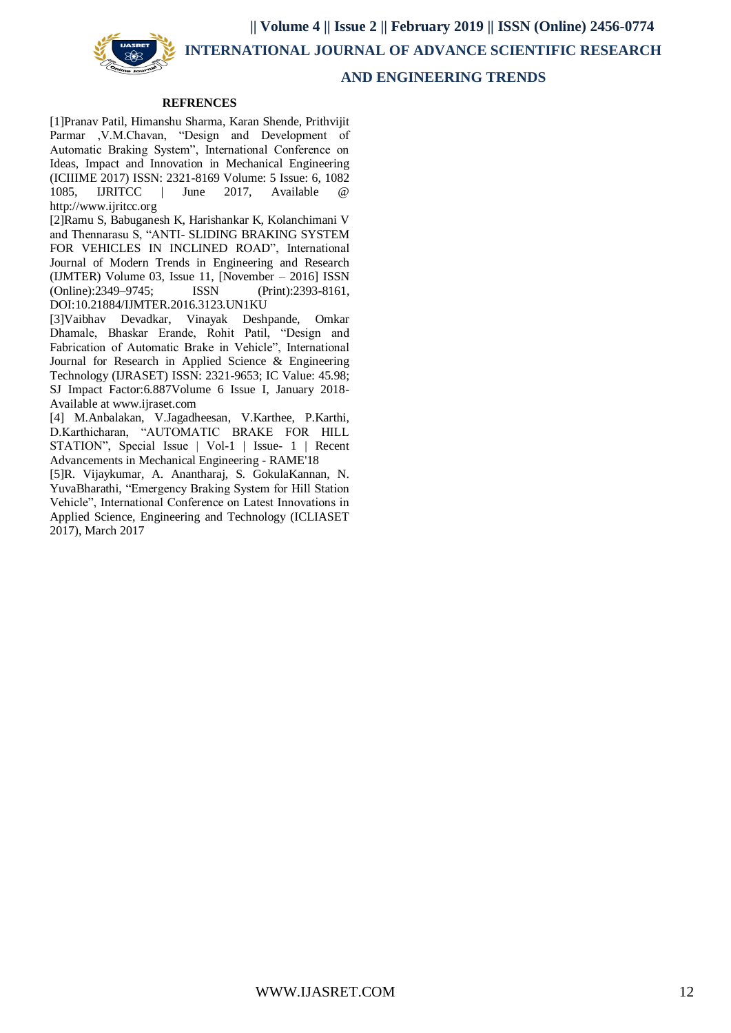## REFRENCES

[1]Pranav Patil, Himanshu Sharma, Karan Shende, Prithvijit Parmar ,V.M.Chavan, "Design and Development of Automatic Braking System", International Conference on Ideas, Impact and Innovation in Mechanical Engineering (ICIIIME 2017) ISSN: 2321-8169 Volume: 5 Issue: 6, 1082 1085, IJRITCC | June 2017, Available @ http://www.ijritcc.org

[2]Ramu S, Babuganesh K, Harishankar K, Kolanchimani V and Thennarasu S, "ANTI- SLIDING BRAKING SYSTEM FOR VEHICLES IN INCLINED ROAD", International Journal of Modern Trends in Engineering and Research (IJMTER) Volume 03, Issue 11, [November – 2016] ISSN (Online):2349–9745; ISSN (Print):2393-8161, DOI:10.21884/IJMTER.2016.3123.UN1KU

[3]Vaibhav Devadkar, Vinayak Deshpande, Omkar Dhamale, Bhaskar Erande, Rohit Patil, "Design and Fabrication of Automatic Brake in Vehicle", International Journal for Research in Applied Science & Engineering Technology (IJRASET) ISSN: 2321-9653; IC Value: 45.98; SJ Impact Factor:6.887Volume 6 Issue I, January 2018-Available at www.ijraset.com

[4] M.Anbalakan, V.Jagadheesan, V.Karthee, P.Karthi, D.Karthicharan, "AUTOMATIC BRAKE FOR HILL STATION", Special Issue | Vol-1 | Issue- 1 | Recent Advancements in Mechanical Engineering - RAME'18

[5]R. Vijaykumar, A. Anantharaj, S. GokulaKannan, N. YuvaBharathi, "Emergency Braking System for Hill Station Vehicle", International Conference on Latest Innovations in Applied Science, Engineering and Technology (ICLIASET 2017), March 2017